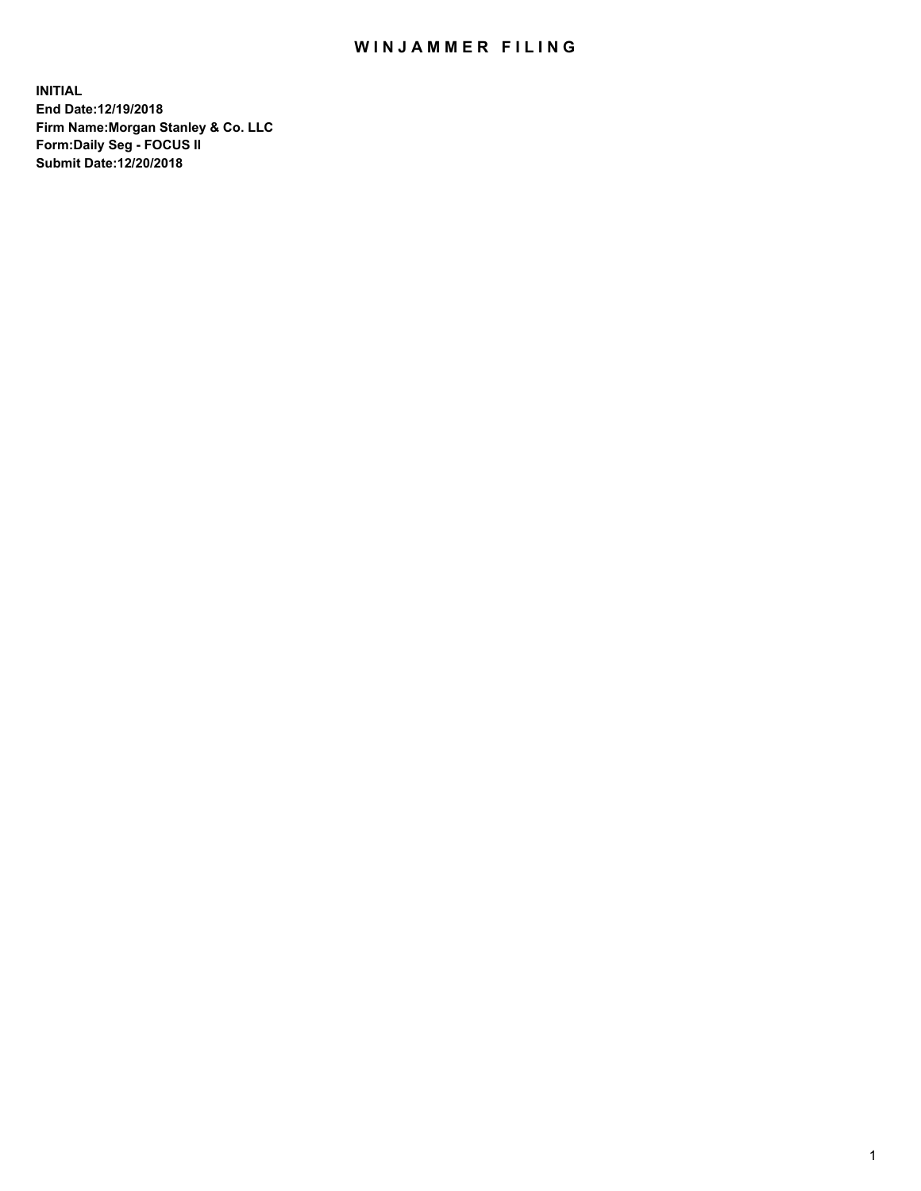# WINJAMMER FILING

**INITIAL**
**End Date:12/19/2018**
**Firm Name:Morgan Stanley & Co. LLC**
**Form:Daily Seg - FOCUS II**
**Submit Date:12/20/2018**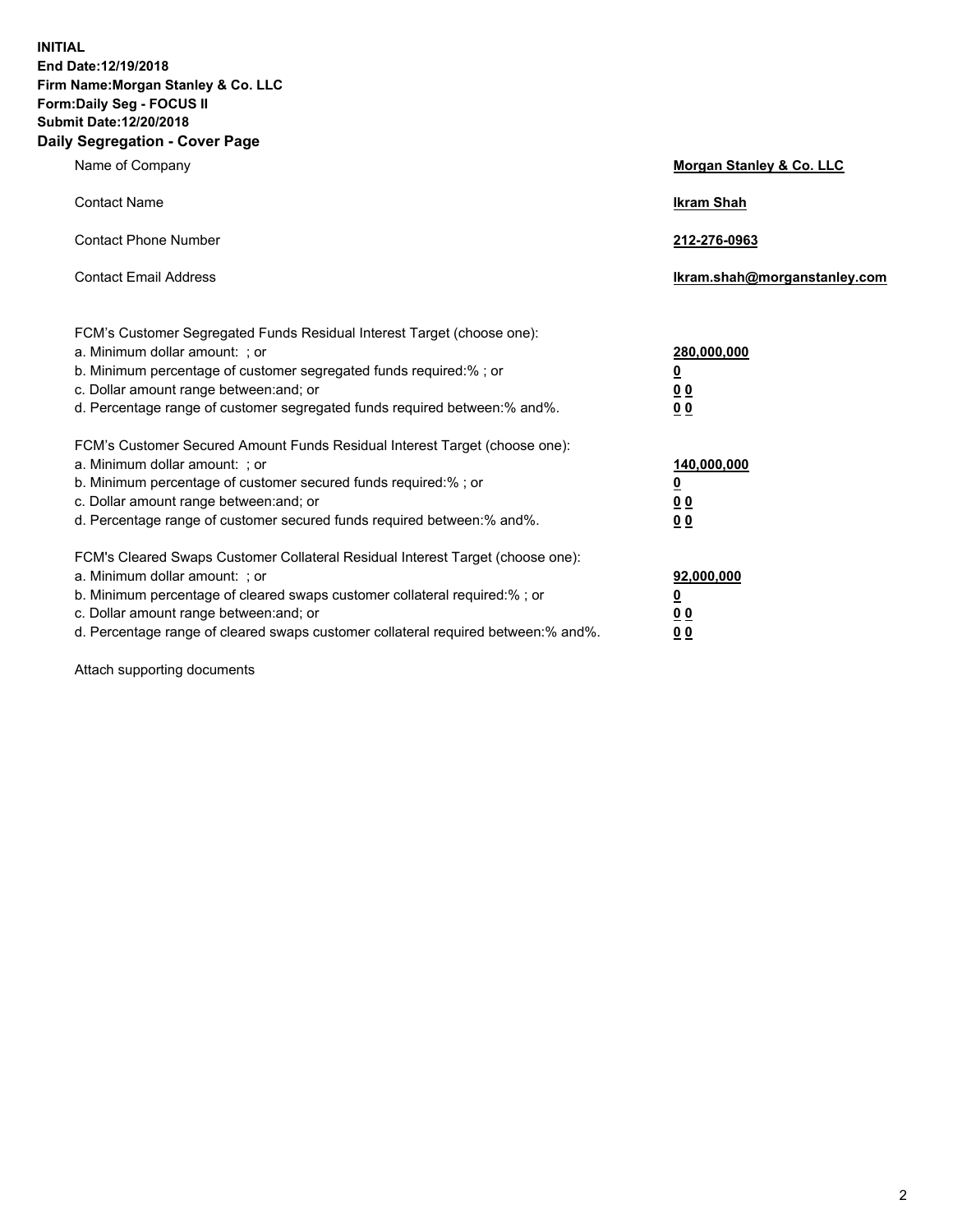**INITIAL**
**End Date:12/19/2018**
**Firm Name:Morgan Stanley & Co. LLC**
**Form:Daily Seg - FOCUS II**
**Submit Date:12/20/2018**

## Daily Segregation - Cover Page

| | |
|---|---|
| Name of Company | **Morgan Stanley & Co. LLC** |
| Contact Name | **Ikram Shah** |
| Contact Phone Number | **212-276-0963** |
| Contact Email Address | **Ikram.shah@morganstanley.com** |

| | |
|---|---|
| FCM's Customer Segregated Funds Residual Interest Target (choose one): | |
| a. Minimum dollar amount: ; or | **280,000,000** |
| b. Minimum percentage of customer segregated funds required:% ; or | **0** |
| c. Dollar amount range between:and; or | **0 0** |
| d. Percentage range of customer segregated funds required between:% and%. | **0 0** |
| FCM's Customer Secured Amount Funds Residual Interest Target (choose one): | |
| a. Minimum dollar amount: ; or | **140,000,000** |
| b. Minimum percentage of customer secured funds required:% ; or | **0** |
| c. Dollar amount range between:and; or | **0 0** |
| d. Percentage range of customer secured funds required between:% and%. | **0 0** |
| FCM's Cleared Swaps Customer Collateral Residual Interest Target (choose one): | |
| a. Minimum dollar amount: ; or | **92,000,000** |
| b. Minimum percentage of cleared swaps customer collateral required:% ; or | **0** |
| c. Dollar amount range between:and; or | **0 0** |
| d. Percentage range of cleared swaps customer collateral required between:% and%. | **0 0** |

Attach supporting documents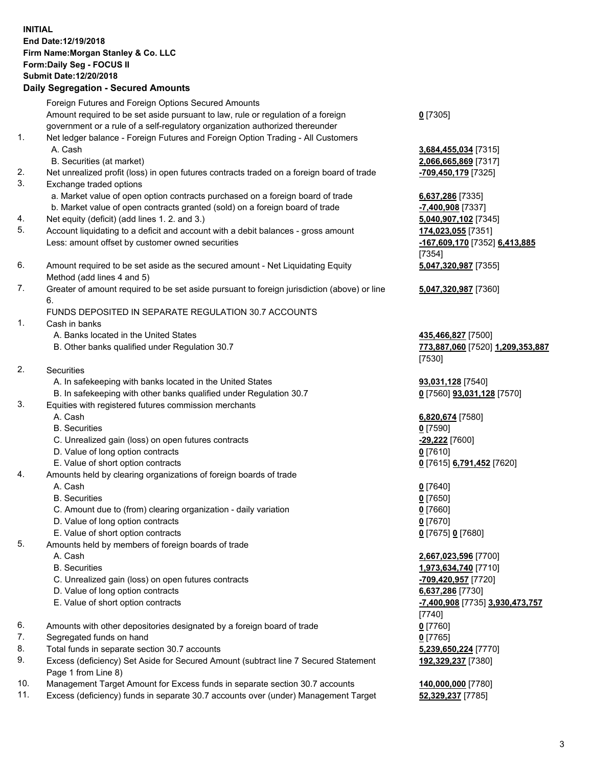**INITIAL**
**End Date:12/19/2018**
**Firm Name:Morgan Stanley & Co. LLC**
**Form:Daily Seg - FOCUS II**
**Submit Date:12/20/2018**

## Daily Segregation - Secured Amounts

| | | |
|---|---|---|
| | Foreign Futures and Foreign Options Secured Amounts | |
| | Amount required to be set aside pursuant to law, rule or regulation of a foreign government or a rule of a self-regulatory organization authorized thereunder | **0** [7305] |
| 1. | Net ledger balance - Foreign Futures and Foreign Option Trading - All Customers | |
| | A. Cash | **3,684,455,034** [7315] |
| | B. Securities (at market) | **2,066,665,869** [7317] |
| 2. | Net unrealized profit (loss) in open futures contracts traded on a foreign board of trade | **-709,450,179** [7325] |
| 3. | Exchange traded options | |
| | a. Market value of open option contracts purchased on a foreign board of trade | **6,637,286** [7335] |
| | b. Market value of open contracts granted (sold) on a foreign board of trade | **-7,400,908** [7337] |
| 4. | Net equity (deficit) (add lines 1. 2. and 3.) | **5,040,907,102** [7345] |
| 5. | Account liquidating to a deficit and account with a debit balances - gross amount | **174,023,055** [7351] |
| | Less: amount offset by customer owned securities | **-167,609,170** [7352] **6,413,885** [7354] |
| 6. | Amount required to be set aside as the secured amount - Net Liquidating Equity Method (add lines 4 and 5) | **5,047,320,987** [7355] |
| 7. | Greater of amount required to be set aside pursuant to foreign jurisdiction (above) or line 6. | **5,047,320,987** [7360] |
| | FUNDS DEPOSITED IN SEPARATE REGULATION 30.7 ACCOUNTS | |
| 1. | Cash in banks | |
| | A. Banks located in the United States | **435,466,827** [7500] |
| | B. Other banks qualified under Regulation 30.7 | **773,887,060** [7520] **1,209,353,887** [7530] |
| 2. | Securities | |
| | A. In safekeeping with banks located in the United States | **93,031,128** [7540] |
| | B. In safekeeping with other banks qualified under Regulation 30.7 | **0** [7560] **93,031,128** [7570] |
| 3. | Equities with registered futures commission merchants | |
| | A. Cash | **6,820,674** [7580] |
| | B. Securities | **0** [7590] |
| | C. Unrealized gain (loss) on open futures contracts | **-29,222** [7600] |
| | D. Value of long option contracts | **0** [7610] |
| | E. Value of short option contracts | **0** [7615] **6,791,452** [7620] |
| 4. | Amounts held by clearing organizations of foreign boards of trade | |
| | A. Cash | **0** [7640] |
| | B. Securities | **0** [7650] |
| | C. Amount due to (from) clearing organization - daily variation | **0** [7660] |
| | D. Value of long option contracts | **0** [7670] |
| | E. Value of short option contracts | **0** [7675] **0** [7680] |
| 5. | Amounts held by members of foreign boards of trade | |
| | A. Cash | **2,667,023,596** [7700] |
| | B. Securities | **1,973,634,740** [7710] |
| | C. Unrealized gain (loss) on open futures contracts | **-709,420,957** [7720] |
| | D. Value of long option contracts | **6,637,286** [7730] |
| | E. Value of short option contracts | **-7,400,908** [7735] **3,930,473,757** [7740] |
| 6. | Amounts with other depositories designated by a foreign board of trade | **0** [7760] |
| 7. | Segregated funds on hand | **0** [7765] |
| 8. | Total funds in separate section 30.7 accounts | **5,239,650,224** [7770] |
| 9. | Excess (deficiency) Set Aside for Secured Amount (subtract line 7 Secured Statement Page 1 from Line 8) | **192,329,237** [7380] |
| 10. | Management Target Amount for Excess funds in separate section 30.7 accounts | **140,000,000** [7780] |
| 11. | Excess (deficiency) funds in separate 30.7 accounts over (under) Management Target | **52,329,237** [7785] |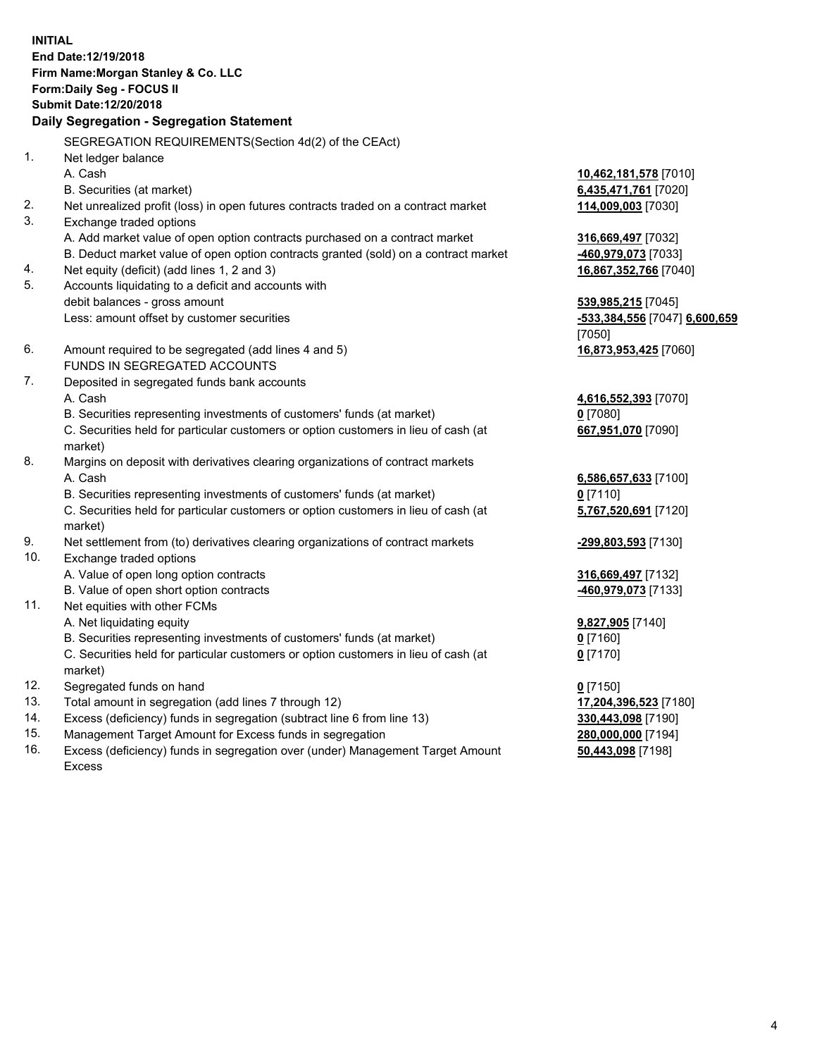**INITIAL**
**End Date:12/19/2018**
**Firm Name:Morgan Stanley & Co. LLC**
**Form:Daily Seg - FOCUS II**
**Submit Date:12/20/2018**

### Daily Segregation - Segregation Statement

SEGREGATION REQUIREMENTS(Section 4d(2) of the CEAct)

| | | |
|---|---|---|
| 1. | Net ledger balance | |
| | A. Cash | **10,462,181,578** [7010] |
| | B. Securities (at market) | **6,435,471,761** [7020] |
| 2. | Net unrealized profit (loss) in open futures contracts traded on a contract market | **114,009,003** [7030] |
| 3. | Exchange traded options | |
| | A. Add market value of open option contracts purchased on a contract market | **316,669,497** [7032] |
| | B. Deduct market value of open option contracts granted (sold) on a contract market | **-460,979,073** [7033] |
| 4. | Net equity (deficit) (add lines 1, 2 and 3) | **16,867,352,766** [7040] |
| 5. | Accounts liquidating to a deficit and accounts with | |
| | debit balances - gross amount | **539,985,215** [7045] |
| | Less: amount offset by customer securities | **-533,384,556** [7047] **6,600,659** [7050] |
| 6. | Amount required to be segregated (add lines 4 and 5) | **16,873,953,425** [7060] |
| | FUNDS IN SEGREGATED ACCOUNTS | |
| 7. | Deposited in segregated funds bank accounts | |
| | A. Cash | **4,616,552,393** [7070] |
| | B. Securities representing investments of customers' funds (at market) | **0** [7080] |
| | C. Securities held for particular customers or option customers in lieu of cash (at market) | **667,951,070** [7090] |
| 8. | Margins on deposit with derivatives clearing organizations of contract markets | |
| | A. Cash | **6,586,657,633** [7100] |
| | B. Securities representing investments of customers' funds (at market) | **0** [7110] |
| | C. Securities held for particular customers or option customers in lieu of cash (at market) | **5,767,520,691** [7120] |
| 9. | Net settlement from (to) derivatives clearing organizations of contract markets | **-299,803,593** [7130] |
| 10. | Exchange traded options | |
| | A. Value of open long option contracts | **316,669,497** [7132] |
| | B. Value of open short option contracts | **-460,979,073** [7133] |
| 11. | Net equities with other FCMs | |
| | A. Net liquidating equity | **9,827,905** [7140] |
| | B. Securities representing investments of customers' funds (at market) | **0** [7160] |
| | C. Securities held for particular customers or option customers in lieu of cash (at market) | **0** [7170] |
| 12. | Segregated funds on hand | **0** [7150] |
| 13. | Total amount in segregation (add lines 7 through 12) | **17,204,396,523** [7180] |
| 14. | Excess (deficiency) funds in segregation (subtract line 6 from line 13) | **330,443,098** [7190] |
| 15. | Management Target Amount for Excess funds in segregation | **280,000,000** [7194] |
| 16. | Excess (deficiency) funds in segregation over (under) Management Target Amount Excess | **50,443,098** [7198] |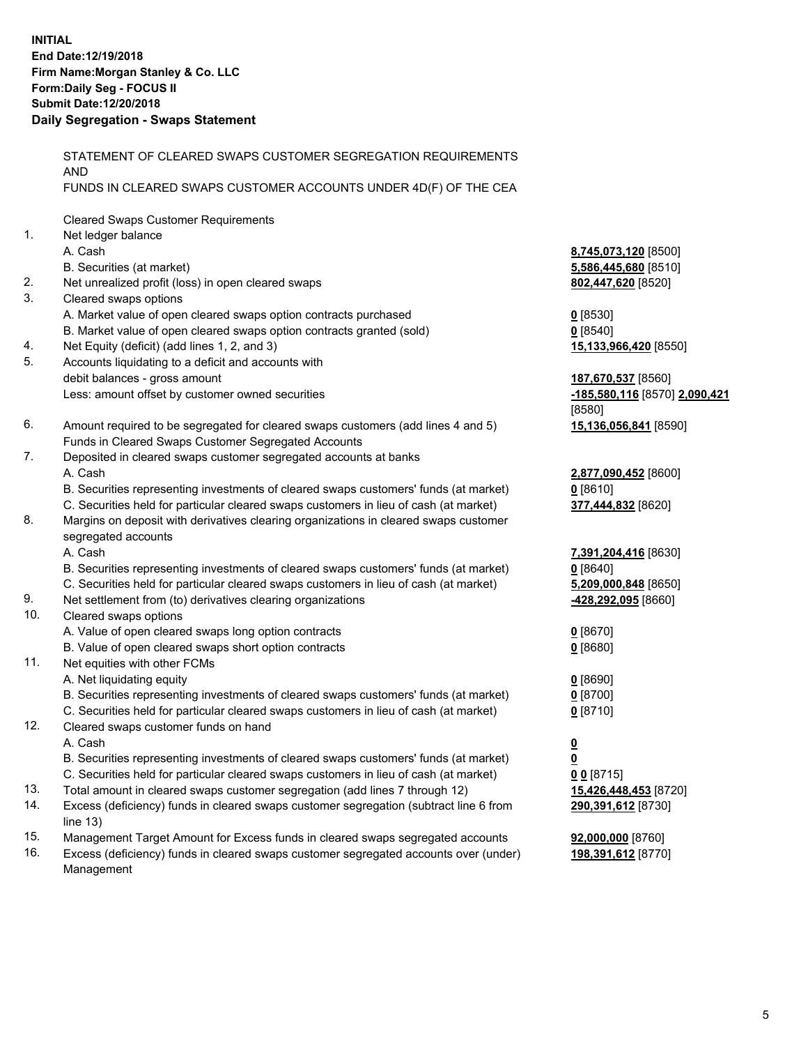**INITIAL**
**End Date:12/19/2018**
**Firm Name:Morgan Stanley & Co. LLC**
**Form:Daily Seg - FOCUS II**
**Submit Date:12/20/2018**
**Daily Segregation - Swaps Statement**

STATEMENT OF CLEARED SWAPS CUSTOMER SEGREGATION REQUIREMENTS AND FUNDS IN CLEARED SWAPS CUSTOMER ACCOUNTS UNDER 4D(F) OF THE CEA

| | | |
|---|---|---|
| | Cleared Swaps Customer Requirements | |
| 1. | Net ledger balance | |
| | A. Cash | **8,745,073,120** [8500] |
| | B. Securities (at market) | **5,586,445,680** [8510] |
| 2. | Net unrealized profit (loss) in open cleared swaps | **802,447,620** [8520] |
| 3. | Cleared swaps options | |
| | A. Market value of open cleared swaps option contracts purchased | **0** [8530] |
| | B. Market value of open cleared swaps option contracts granted (sold) | **0** [8540] |
| 4. | Net Equity (deficit) (add lines 1, 2, and 3) | **15,133,966,420** [8550] |
| 5. | Accounts liquidating to a deficit and accounts with debit balances - gross amount | **187,670,537** [8560] |
| | Less: amount offset by customer owned securities | **-185,580,116** [8570] **2,090,421** [8580] |
| 6. | Amount required to be segregated for cleared swaps customers (add lines 4 and 5) | **15,136,056,841** [8590] |
| | Funds in Cleared Swaps Customer Segregated Accounts | |
| 7. | Deposited in cleared swaps customer segregated accounts at banks | |
| | A. Cash | **2,877,090,452** [8600] |
| | B. Securities representing investments of cleared swaps customers' funds (at market) | **0** [8610] |
| | C. Securities held for particular cleared swaps customers in lieu of cash (at market) | **377,444,832** [8620] |
| 8. | Margins on deposit with derivatives clearing organizations in cleared swaps customer segregated accounts | |
| | A. Cash | **7,391,204,416** [8630] |
| | B. Securities representing investments of cleared swaps customers' funds (at market) | **0** [8640] |
| | C. Securities held for particular cleared swaps customers in lieu of cash (at market) | **5,209,000,848** [8650] |
| 9. | Net settlement from (to) derivatives clearing organizations | **-428,292,095** [8660] |
| 10. | Cleared swaps options | |
| | A. Value of open cleared swaps long option contracts | **0** [8670] |
| | B. Value of open cleared swaps short option contracts | **0** [8680] |
| 11. | Net equities with other FCMs | |
| | A. Net liquidating equity | **0** [8690] |
| | B. Securities representing investments of cleared swaps customers' funds (at market) | **0** [8700] |
| | C. Securities held for particular cleared swaps customers in lieu of cash (at market) | **0** [8710] |
| 12. | Cleared swaps customer funds on hand | |
| | A. Cash | **0** |
| | B. Securities representing investments of cleared swaps customers' funds (at market) | **0** |
| | C. Securities held for particular cleared swaps customers in lieu of cash (at market) | **0** **0** [8715] |
| 13. | Total amount in cleared swaps customer segregation (add lines 7 through 12) | **15,426,448,453** [8720] |
| 14. | Excess (deficiency) funds in cleared swaps customer segregation (subtract line 6 from line 13) | **290,391,612** [8730] |
| 15. | Management Target Amount for Excess funds in cleared swaps segregated accounts | **92,000,000** [8760] |
| 16. | Excess (deficiency) funds in cleared swaps customer segregated accounts over (under) Management | **198,391,612** [8770] |